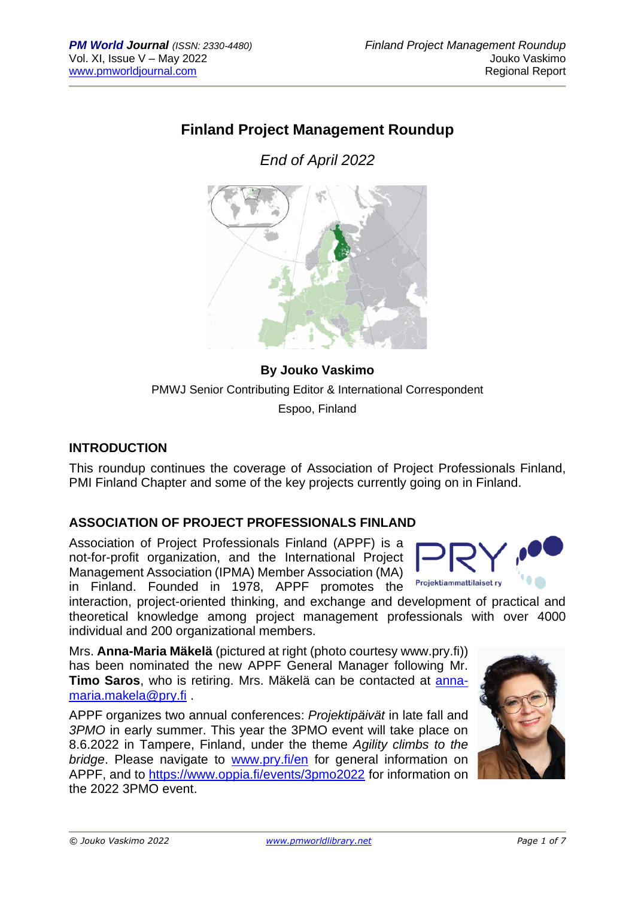# Finland Project Management Roundup

*End of April 2022*

**By Jouko Vaskimo**

PMWJ Senior Contributing Editor & International Correspondent

Espoo, Finland

## INTRODUCTION

This roundup continues the coverage of Association of Project Professionals Finland, PMI Finland Chapter and some of the key projects currently going on in Finland.

## ASSOCIATION OF PROJECT PROFESSIONALS FINLAND

Association of Project Professionals Finland (APPF) is a not-for-profit organization, and the International Project Management Association (IPMA) Member Association (MA) in Finland. Founded in 1978, APPF promotes the interaction, project-oriented thinking, and exchange and development of practical and theoretical knowledge among project management professionals with over 4000 individual and 200 organizational members.

Mrs. **Anna-Maria Mäkelä** (pictured at right (photo courtesy www.pry.fi)) has been nominated the new APPF General Manager following Mr. **Timo Saros**, who is retiring. Mrs. Mäkelä can be contacted at anna-maria.makela@pry.fi .

APPF organizes two annual conferences: *Projektipäivät* in late fall and *3PMO* in early summer. This year the 3PMO event will take place on 8.6.2022 in Tampere, Finland, under the theme *Agility climbs to the bridge*. Please navigate to www.pry.fi/en for general information on APPF, and to https://www.oppia.fi/events/3pmo2022 for information on the 2022 3PMO event.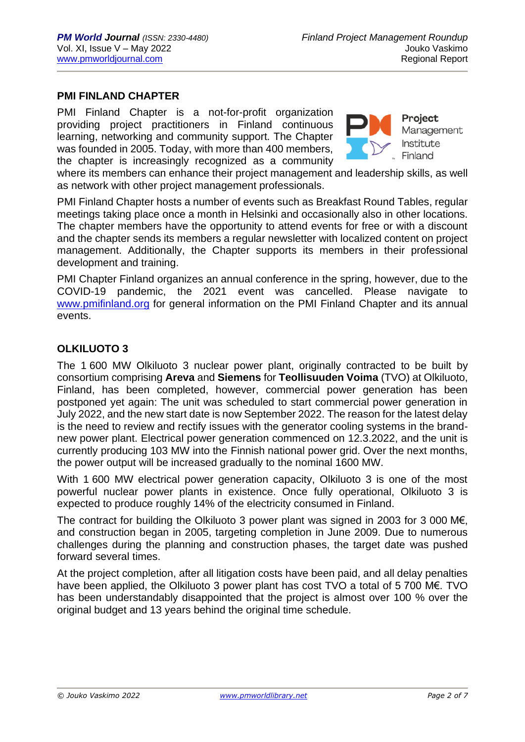## PMI FINLAND CHAPTER

PMI Finland Chapter is a not-for-profit organization providing project practitioners in Finland continuous learning, networking and community support. The Chapter was founded in 2005. Today, with more than 400 members, the chapter is increasingly recognized as a community where its members can enhance their project management and leadership skills, as well as network with other project management professionals.

PMI Finland Chapter hosts a number of events such as Breakfast Round Tables, regular meetings taking place once a month in Helsinki and occasionally also in other locations. The chapter members have the opportunity to attend events for free or with a discount and the chapter sends its members a regular newsletter with localized content on project management. Additionally, the Chapter supports its members in their professional development and training.

PMI Chapter Finland organizes an annual conference in the spring, however, due to the COVID-19 pandemic, the 2021 event was cancelled. Please navigate to www.pmifinland.org for general information on the PMI Finland Chapter and its annual events.

## OLKILUOTO 3

The 1 600 MW Olkiluoto 3 nuclear power plant, originally contracted to be built by consortium comprising **Areva** and **Siemens** for **Teollisuuden Voima** (TVO) at Olkiluoto, Finland, has been completed, however, commercial power generation has been postponed yet again: The unit was scheduled to start commercial power generation in July 2022, and the new start date is now September 2022. The reason for the latest delay is the need to review and rectify issues with the generator cooling systems in the brand-new power plant. Electrical power generation commenced on 12.3.2022, and the unit is currently producing 103 MW into the Finnish national power grid. Over the next months, the power output will be increased gradually to the nominal 1600 MW.

With 1 600 MW electrical power generation capacity, Olkiluoto 3 is one of the most powerful nuclear power plants in existence. Once fully operational, Olkiluoto 3 is expected to produce roughly 14% of the electricity consumed in Finland.

The contract for building the Olkiluoto 3 power plant was signed in 2003 for 3 000 M€, and construction began in 2005, targeting completion in June 2009. Due to numerous challenges during the planning and construction phases, the target date was pushed forward several times.

At the project completion, after all litigation costs have been paid, and all delay penalties have been applied, the Olkiluoto 3 power plant has cost TVO a total of 5 700 M€. TVO has been understandably disappointed that the project is almost over 100 % over the original budget and 13 years behind the original time schedule.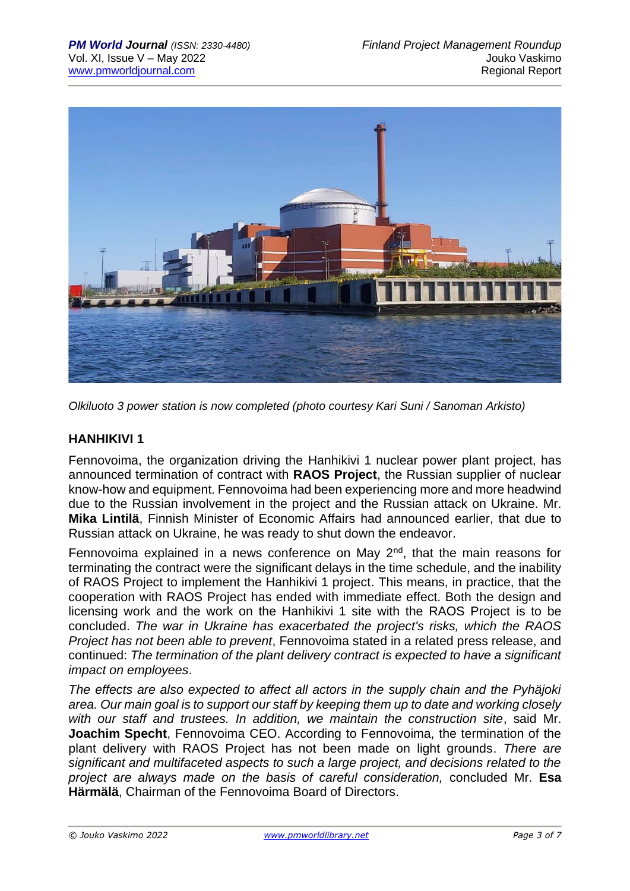Olkiluoto 3 power station is now completed (photo courtesy Kari Suni / Sanoman Arkisto)

## HANHIKIVI 1

Fennovoima, the organization driving the Hanhikivi 1 nuclear power plant project, has announced termination of contract with **RAOS Project**, the Russian supplier of nuclear know-how and equipment. Fennovoima had been experiencing more and more headwind due to the Russian involvement in the project and the Russian attack on Ukraine. Mr. **Mika Lintilä**, Finnish Minister of Economic Affairs had announced earlier, that due to Russian attack on Ukraine, he was ready to shut down the endeavor.

Fennovoima explained in a news conference on May 2nd, that the main reasons for terminating the contract were the significant delays in the time schedule, and the inability of RAOS Project to implement the Hanhikivi 1 project. This means, in practice, that the cooperation with RAOS Project has ended with immediate effect. Both the design and licensing work and the work on the Hanhikivi 1 site with the RAOS Project is to be concluded. *The war in Ukraine has exacerbated the project's risks, which the RAOS Project has not been able to prevent*, Fennovoima stated in a related press release, and continued: *The termination of the plant delivery contract is expected to have a significant impact on employees*.

*The effects are also expected to affect all actors in the supply chain and the Pyhäjoki area. Our main goal is to support our staff by keeping them up to date and working closely with our staff and trustees. In addition, we maintain the construction site*, said Mr. **Joachim Specht**, Fennovoima CEO. According to Fennovoima, the termination of the plant delivery with RAOS Project has not been made on light grounds. *There are significant and multifaceted aspects to such a large project, and decisions related to the project are always made on the basis of careful consideration,* concluded Mr. **Esa Härmälä**, Chairman of the Fennovoima Board of Directors.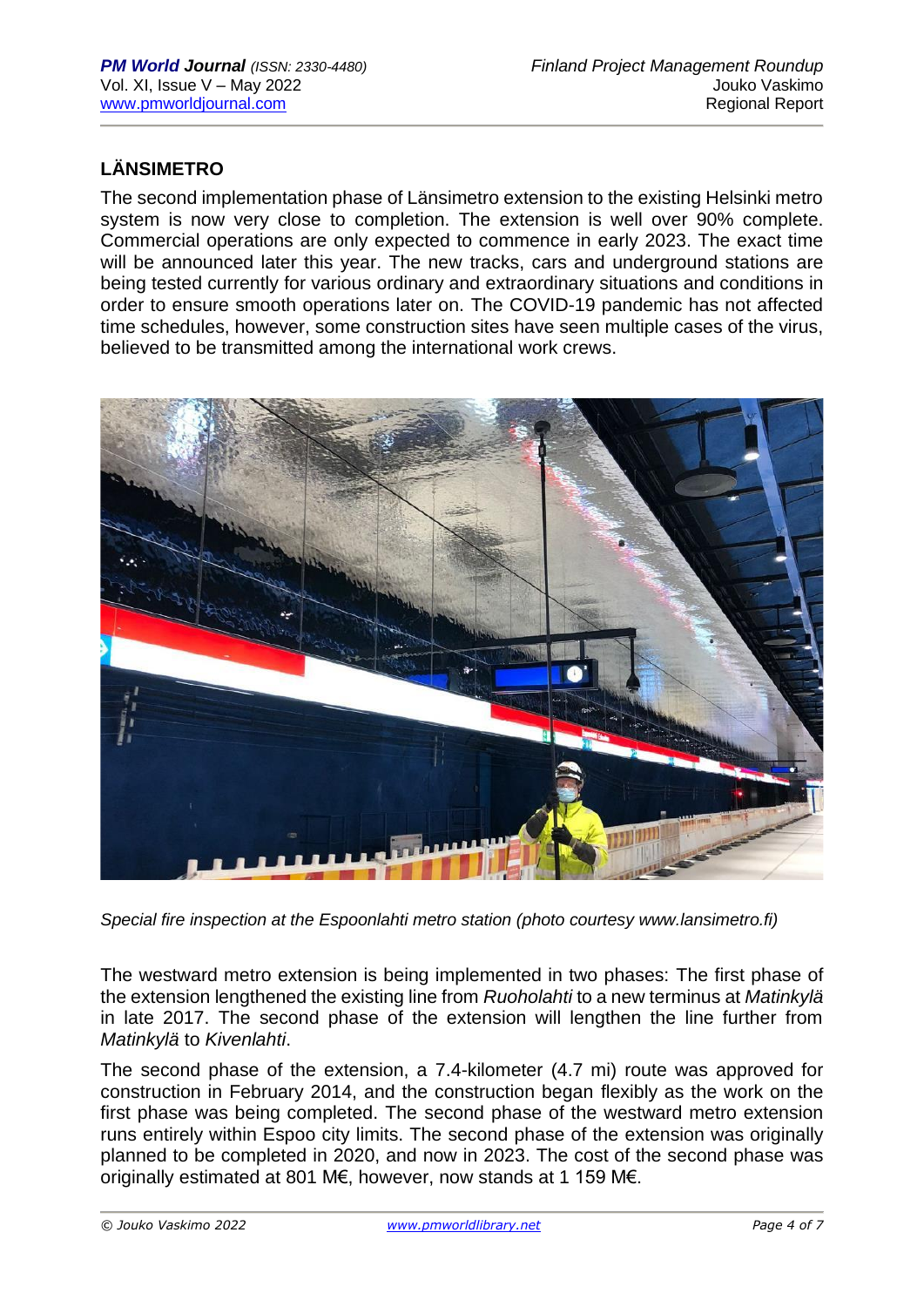## LÄNSIMETRO

The second implementation phase of Länsimetro extension to the existing Helsinki metro system is now very close to completion. The extension is well over 90% complete. Commercial operations are only expected to commence in early 2023. The exact time will be announced later this year. The new tracks, cars and underground stations are being tested currently for various ordinary and extraordinary situations and conditions in order to ensure smooth operations later on. The COVID-19 pandemic has not affected time schedules, however, some construction sites have seen multiple cases of the virus, believed to be transmitted among the international work crews.

*Special fire inspection at the Espoonlahti metro station (photo courtesy www.lansimetro.fi)*

The westward metro extension is being implemented in two phases: The first phase of the extension lengthened the existing line from *Ruoholahti* to a new terminus at *Matinkylä* in late 2017. The second phase of the extension will lengthen the line further from *Matinkylä* to *Kivenlahti*.

The second phase of the extension, a 7.4-kilometer (4.7 mi) route was approved for construction in February 2014, and the construction began flexibly as the work on the first phase was being completed. The second phase of the westward metro extension runs entirely within Espoo city limits. The second phase of the extension was originally planned to be completed in 2020, and now in 2023. The cost of the second phase was originally estimated at 801 M€, however, now stands at 1 159 M€.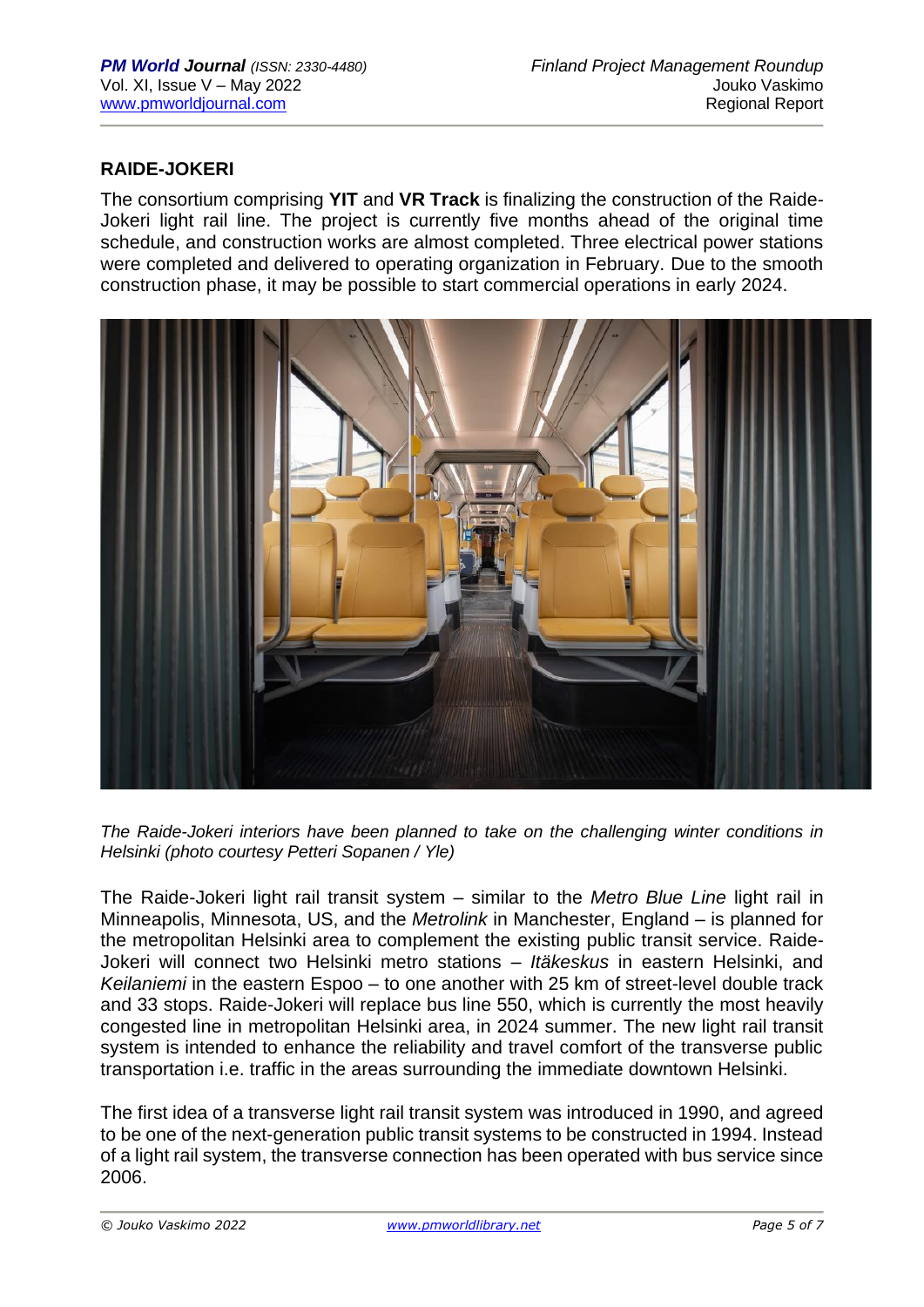## RAIDE-JOKERI

The consortium comprising **YIT** and **VR Track** is finalizing the construction of the Raide-Jokeri light rail line. The project is currently five months ahead of the original time schedule, and construction works are almost completed. Three electrical power stations were completed and delivered to operating organization in February. Due to the smooth construction phase, it may be possible to start commercial operations in early 2024.

*The Raide-Jokeri interiors have been planned to take on the challenging winter conditions in Helsinki (photo courtesy Petteri Sopanen / Yle)*

The Raide-Jokeri light rail transit system – similar to the *Metro Blue Line* light rail in Minneapolis, Minnesota, US, and the *Metrolink* in Manchester, England – is planned for the metropolitan Helsinki area to complement the existing public transit service. Raide-Jokeri will connect two Helsinki metro stations – *Itäkeskus* in eastern Helsinki, and *Keilaniemi* in the eastern Espoo – to one another with 25 km of street-level double track and 33 stops. Raide-Jokeri will replace bus line 550, which is currently the most heavily congested line in metropolitan Helsinki area, in 2024 summer. The new light rail transit system is intended to enhance the reliability and travel comfort of the transverse public transportation i.e. traffic in the areas surrounding the immediate downtown Helsinki.

The first idea of a transverse light rail transit system was introduced in 1990, and agreed to be one of the next-generation public transit systems to be constructed in 1994. Instead of a light rail system, the transverse connection has been operated with bus service since 2006.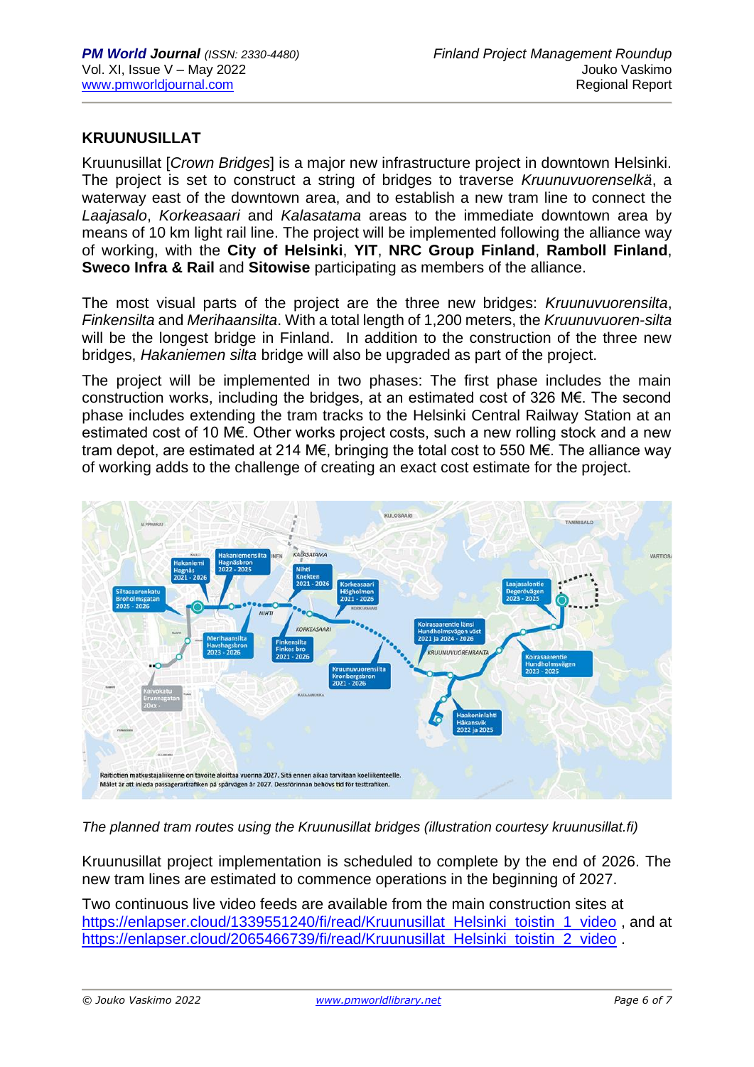## KRUUNUSILLAT

Kruunusillat [*Crown Bridges*] is a major new infrastructure project in downtown Helsinki. The project is set to construct a string of bridges to traverse *Kruunuvuorenselkä*, a waterway east of the downtown area, and to establish a new tram line to connect the *Laajasalo*, *Korkeasaari* and *Kalasatama* areas to the immediate downtown area by means of 10 km light rail line. The project will be implemented following the alliance way of working, with the **City of Helsinki**, **YIT**, **NRC Group Finland**, **Ramboll Finland**, **Sweco Infra & Rail** and **Sitowise** participating as members of the alliance.

The most visual parts of the project are the three new bridges: *Kruunuvuorensilta*, *Finkensilta* and *Merihaansilta*. With a total length of 1,200 meters, the *Kruunuvuoren-silta* will be the longest bridge in Finland. In addition to the construction of the three new bridges, *Hakaniemen silta* bridge will also be upgraded as part of the project.

The project will be implemented in two phases: The first phase includes the main construction works, including the bridges, at an estimated cost of 326 M€. The second phase includes extending the tram tracks to the Helsinki Central Railway Station at an estimated cost of 10 M€. Other works project costs, such a new rolling stock and a new tram depot, are estimated at 214 M€, bringing the total cost to 550 M€. The alliance way of working adds to the challenge of creating an exact cost estimate for the project.

*The planned tram routes using the Kruunusillat bridges (illustration courtesy kruunusillat.fi)*

Kruunusillat project implementation is scheduled to complete by the end of 2026. The new tram lines are estimated to commence operations in the beginning of 2027.

Two continuous live video feeds are available from the main construction sites at https://enlapser.cloud/1339551240/fi/read/Kruunusillat_Helsinki_toistin_1_video , and at https://enlapser.cloud/2065466739/fi/read/Kruunusillat_Helsinki_toistin_2_video .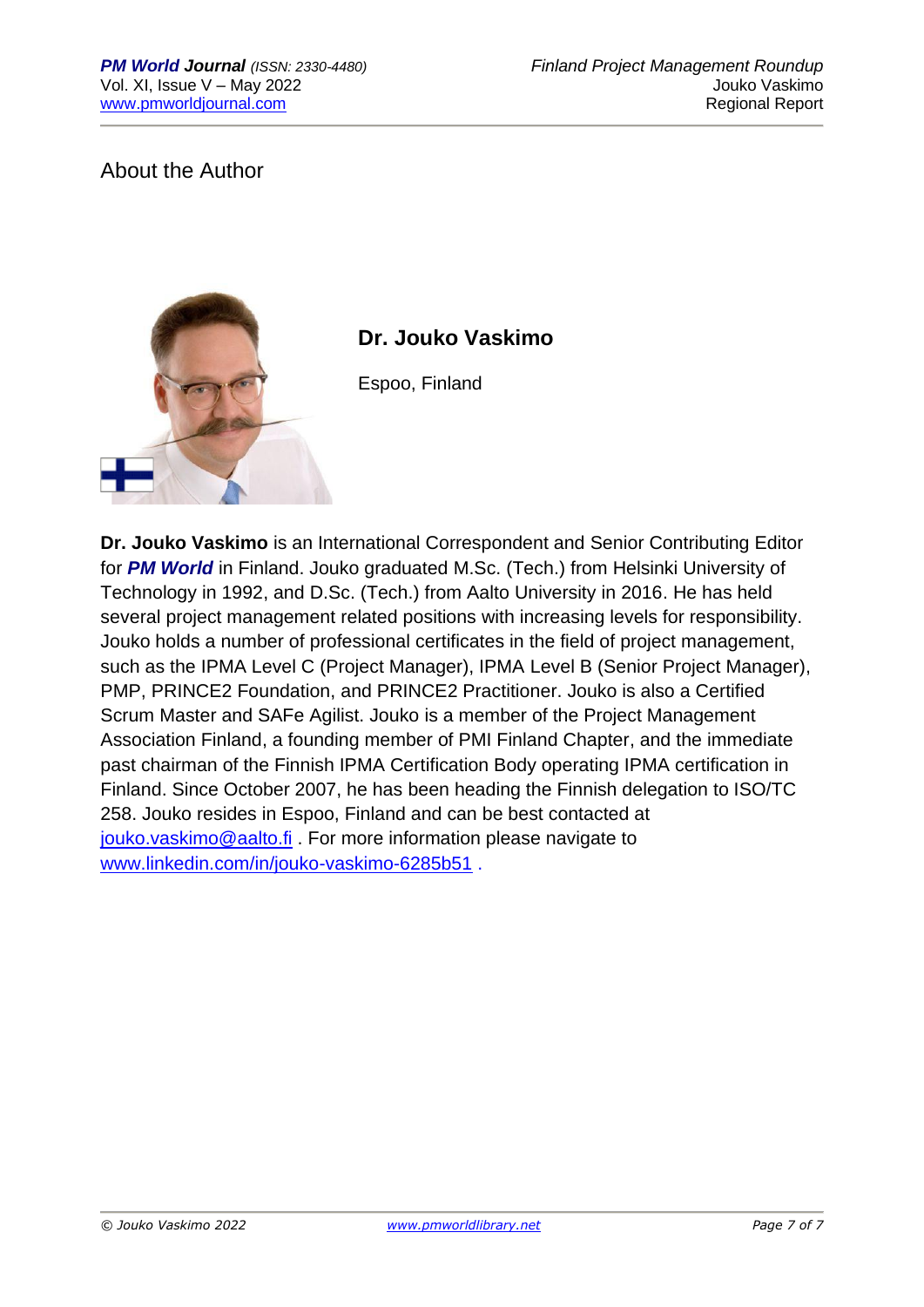## About the Author

### Dr. Jouko Vaskimo

Espoo, Finland

**Dr. Jouko Vaskimo** is an International Correspondent and Senior Contributing Editor for ***PM World*** in Finland. Jouko graduated M.Sc. (Tech.) from Helsinki University of Technology in 1992, and D.Sc. (Tech.) from Aalto University in 2016. He has held several project management related positions with increasing levels for responsibility. Jouko holds a number of professional certificates in the field of project management, such as the IPMA Level C (Project Manager), IPMA Level B (Senior Project Manager), PMP, PRINCE2 Foundation, and PRINCE2 Practitioner. Jouko is also a Certified Scrum Master and SAFe Agilist. Jouko is a member of the Project Management Association Finland, a founding member of PMI Finland Chapter, and the immediate past chairman of the Finnish IPMA Certification Body operating IPMA certification in Finland. Since October 2007, he has been heading the Finnish delegation to ISO/TC 258. Jouko resides in Espoo, Finland and can be best contacted at jouko.vaskimo@aalto.fi . For more information please navigate to www.linkedin.com/in/jouko-vaskimo-6285b51 .